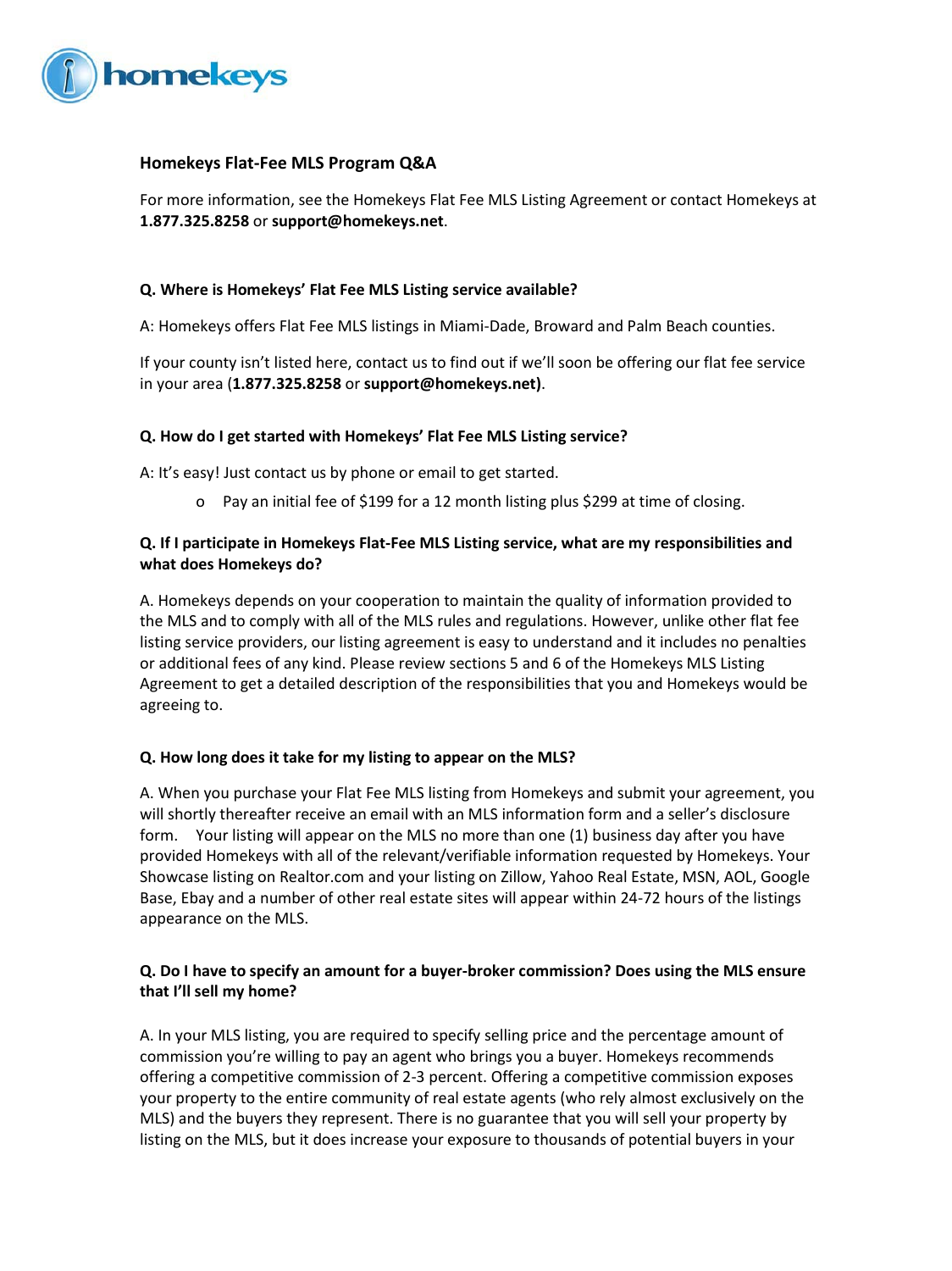homekeys

## Homekeys Flat-Fee MLS Program Q&A

For more information, see the Homekeys Flat Fee MLS Listing Agreement or contact Homekeys at **1.877.325.8258** or **support@homekeys.net**.

### Q. Where is Homekeys' Flat Fee MLS Listing service available?

A: Homekeys offers Flat Fee MLS listings in Miami-Dade, Broward and Palm Beach counties.

If your county isn't listed here, contact us to find out if we'll soon be offering our flat fee service in your area (**1.877.325.8258** or **support@homekeys.net)**.

### Q. How do I get started with Homekeys' Flat Fee MLS Listing service?

A: It's easy! Just contact us by phone or email to get started.

- Pay an initial fee of $199 for a 12 month listing plus $299 at time of closing.

### Q. If I participate in Homekeys Flat-Fee MLS Listing service, what are my responsibilities and what does Homekeys do?

A. Homekeys depends on your cooperation to maintain the quality of information provided to the MLS and to comply with all of the MLS rules and regulations. However, unlike other flat fee listing service providers, our listing agreement is easy to understand and it includes no penalties or additional fees of any kind. Please review sections 5 and 6 of the Homekeys MLS Listing Agreement to get a detailed description of the responsibilities that you and Homekeys would be agreeing to.

### Q. How long does it take for my listing to appear on the MLS?

A. When you purchase your Flat Fee MLS listing from Homekeys and submit your agreement, you will shortly thereafter receive an email with an MLS information form and a seller's disclosure form. Your listing will appear on the MLS no more than one (1) business day after you have provided Homekeys with all of the relevant/verifiable information requested by Homekeys. Your Showcase listing on Realtor.com and your listing on Zillow, Yahoo Real Estate, MSN, AOL, Google Base, Ebay and a number of other real estate sites will appear within 24-72 hours of the listings appearance on the MLS.

### Q. Do I have to specify an amount for a buyer-broker commission? Does using the MLS ensure that I'll sell my home?

A. In your MLS listing, you are required to specify selling price and the percentage amount of commission you're willing to pay an agent who brings you a buyer. Homekeys recommends offering a competitive commission of 2-3 percent. Offering a competitive commission exposes your property to the entire community of real estate agents (who rely almost exclusively on the MLS) and the buyers they represent. There is no guarantee that you will sell your property by listing on the MLS, but it does increase your exposure to thousands of potential buyers in your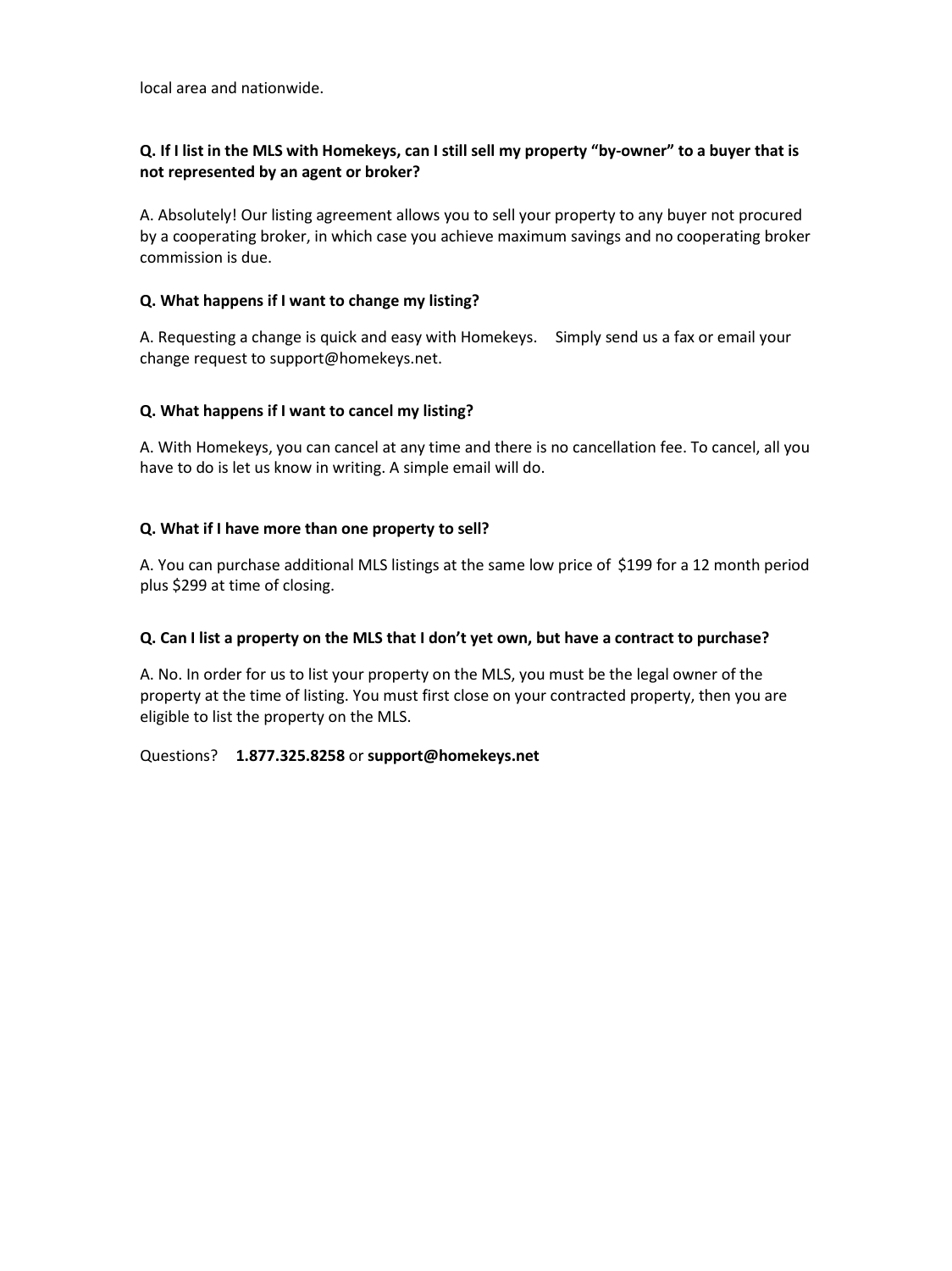local area and nationwide.

**Q. If I list in the MLS with Homekeys, can I still sell my property "by-owner" to a buyer that is not represented by an agent or broker?**

A. Absolutely! Our listing agreement allows you to sell your property to any buyer not procured by a cooperating broker, in which case you achieve maximum savings and no cooperating broker commission is due.

**Q. What happens if I want to change my listing?**

A. Requesting a change is quick and easy with Homekeys. Simply send us a fax or email your change request to support@homekeys.net.

**Q. What happens if I want to cancel my listing?**

A. With Homekeys, you can cancel at any time and there is no cancellation fee. To cancel, all you have to do is let us know in writing. A simple email will do.

**Q. What if I have more than one property to sell?**

A. You can purchase additional MLS listings at the same low price of $199 for a 12 month period plus $299 at time of closing.

**Q. Can I list a property on the MLS that I don't yet own, but have a contract to purchase?**

A. No. In order for us to list your property on the MLS, you must be the legal owner of the property at the time of listing. You must first close on your contracted property, then you are eligible to list the property on the MLS.

Questions? **1.877.325.8258** or **support@homekeys.net**